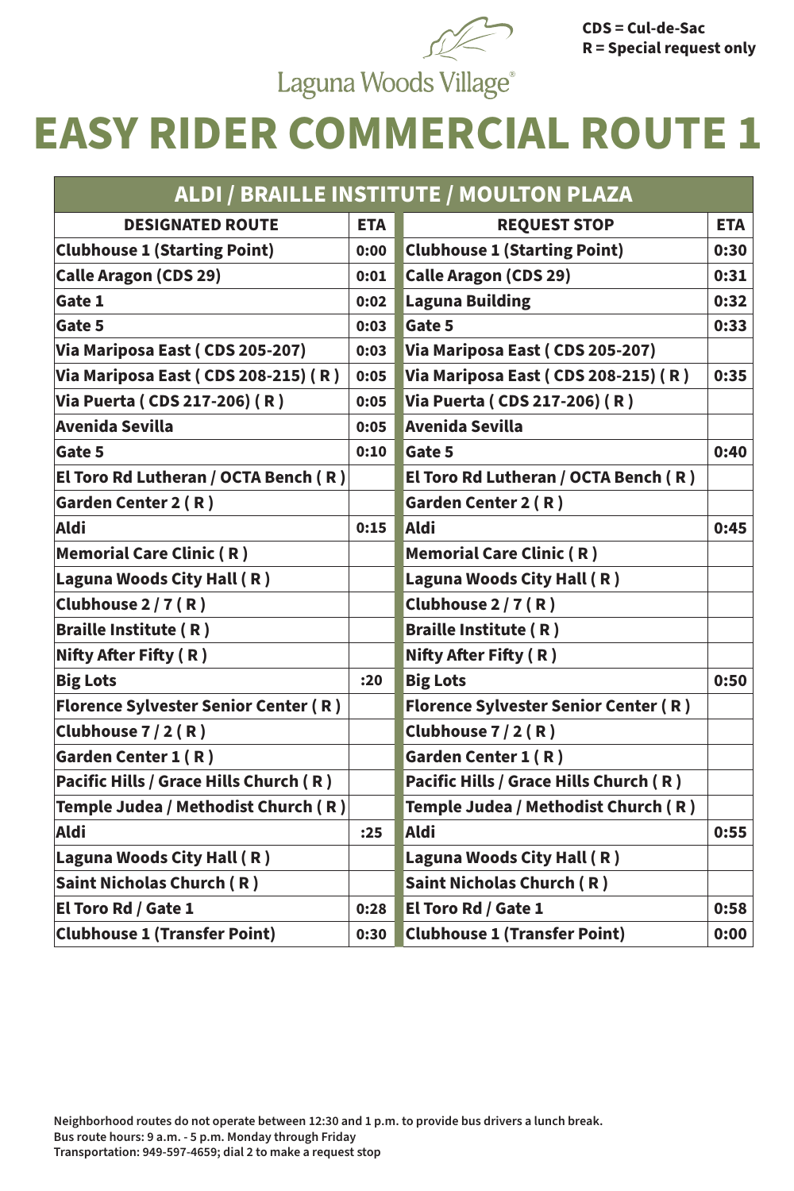Laguna Woods Village®

**CDS = Cul-de-Sac**
**R = Special request only**

# EASY RIDER COMMERCIAL ROUTE 1

## ALDI / BRAILLE INSTITUTE / MOULTON PLAZA

| DESIGNATED ROUTE | ETA | REQUEST STOP | ETA |
|---|---|---|---|
| Clubhouse 1 (Starting Point) | 0:00 | Clubhouse 1 (Starting Point) | 0:30 |
| Calle Aragon (CDS 29) | 0:01 | Calle Aragon (CDS 29) | 0:31 |
| Gate 1 | 0:02 | Laguna Building | 0:32 |
| Gate 5 | 0:03 | Gate 5 | 0:33 |
| Via Mariposa East ( CDS 205-207) | 0:03 | Via Mariposa East ( CDS 205-207) | |
| Via Mariposa East ( CDS 208-215) ( R ) | 0:05 | Via Mariposa East ( CDS 208-215) ( R ) | 0:35 |
| Via Puerta ( CDS 217-206) ( R ) | 0:05 | Via Puerta ( CDS 217-206) ( R ) | |
| Avenida Sevilla | 0:05 | Avenida Sevilla | |
| Gate 5 | 0:10 | Gate 5 | 0:40 |
| El Toro Rd Lutheran / OCTA Bench ( R ) | | El Toro Rd Lutheran / OCTA Bench ( R ) | |
| Garden Center 2 ( R ) | | Garden Center 2 ( R ) | |
| Aldi | 0:15 | Aldi | 0:45 |
| Memorial Care Clinic ( R ) | | Memorial Care Clinic ( R ) | |
| Laguna Woods City Hall ( R ) | | Laguna Woods City Hall ( R ) | |
| Clubhouse 2 / 7 ( R ) | | Clubhouse 2 / 7 ( R ) | |
| Braille Institute ( R ) | | Braille Institute ( R ) | |
| Nifty After Fifty ( R ) | | Nifty After Fifty ( R ) | |
| Big Lots | :20 | Big Lots | 0:50 |
| Florence Sylvester Senior Center ( R ) | | Florence Sylvester Senior Center ( R ) | |
| Clubhouse 7 / 2 ( R ) | | Clubhouse 7 / 2 ( R ) | |
| Garden Center 1 ( R ) | | Garden Center 1 ( R ) | |
| Pacific Hills / Grace Hills Church ( R ) | | Pacific Hills / Grace Hills Church ( R ) | |
| Temple Judea / Methodist Church ( R ) | | Temple Judea / Methodist Church ( R ) | |
| Aldi | :25 | Aldi | 0:55 |
| Laguna Woods City Hall ( R ) | | Laguna Woods City Hall ( R ) | |
| Saint Nicholas Church ( R ) | | Saint Nicholas Church ( R ) | |
| El Toro Rd / Gate 1 | 0:28 | El Toro Rd / Gate 1 | 0:58 |
| Clubhouse 1 (Transfer Point) | 0:30 | Clubhouse 1 (Transfer Point) | 0:00 |

**Neighborhood routes do not operate between 12:30 and 1 p.m. to provide bus drivers a lunch break.**
**Bus route hours: 9 a.m. - 5 p.m. Monday through Friday**
**Transportation: 949-597-4659; dial 2 to make a request stop**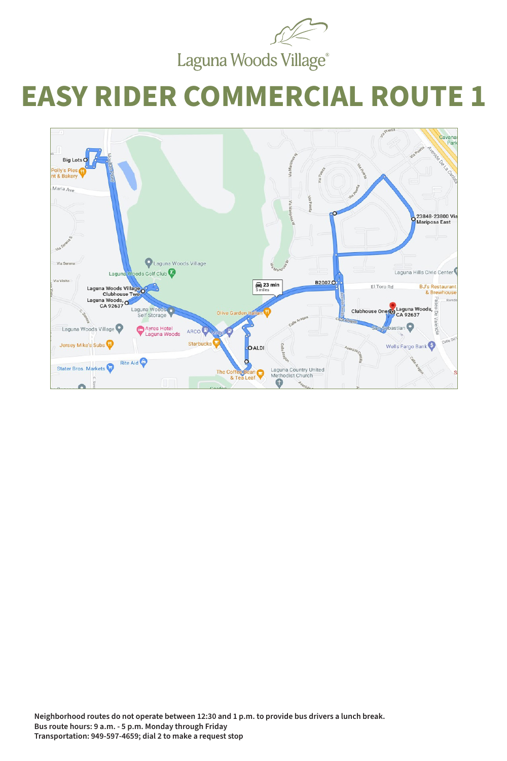Laguna Woods Village®

# EASY RIDER COMMERCIAL ROUTE 1

Big Lots

23848-23800 Via Mariposa East

Laguna Woods Village Clubhouse Two

Laguna Woods, CA 92637

B2007

23 min
5 miles

Clubhouse One

Laguna Woods, CA 92637

ALDI

**Neighborhood routes do not operate between 12:30 and 1 p.m. to provide bus drivers a lunch break.**
**Bus route hours: 9 a.m. - 5 p.m. Monday through Friday**
**Transportation: 949-597-4659; dial 2 to make a request stop**